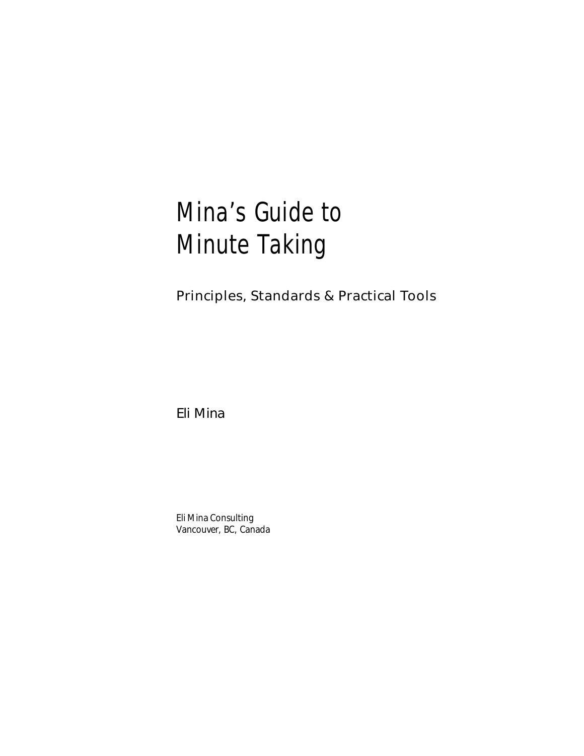# Mina's Guide to Minute Taking

## Principles, Standards & Practical Tools

Eli Mina

Eli Mina Consulting
Vancouver, BC, Canada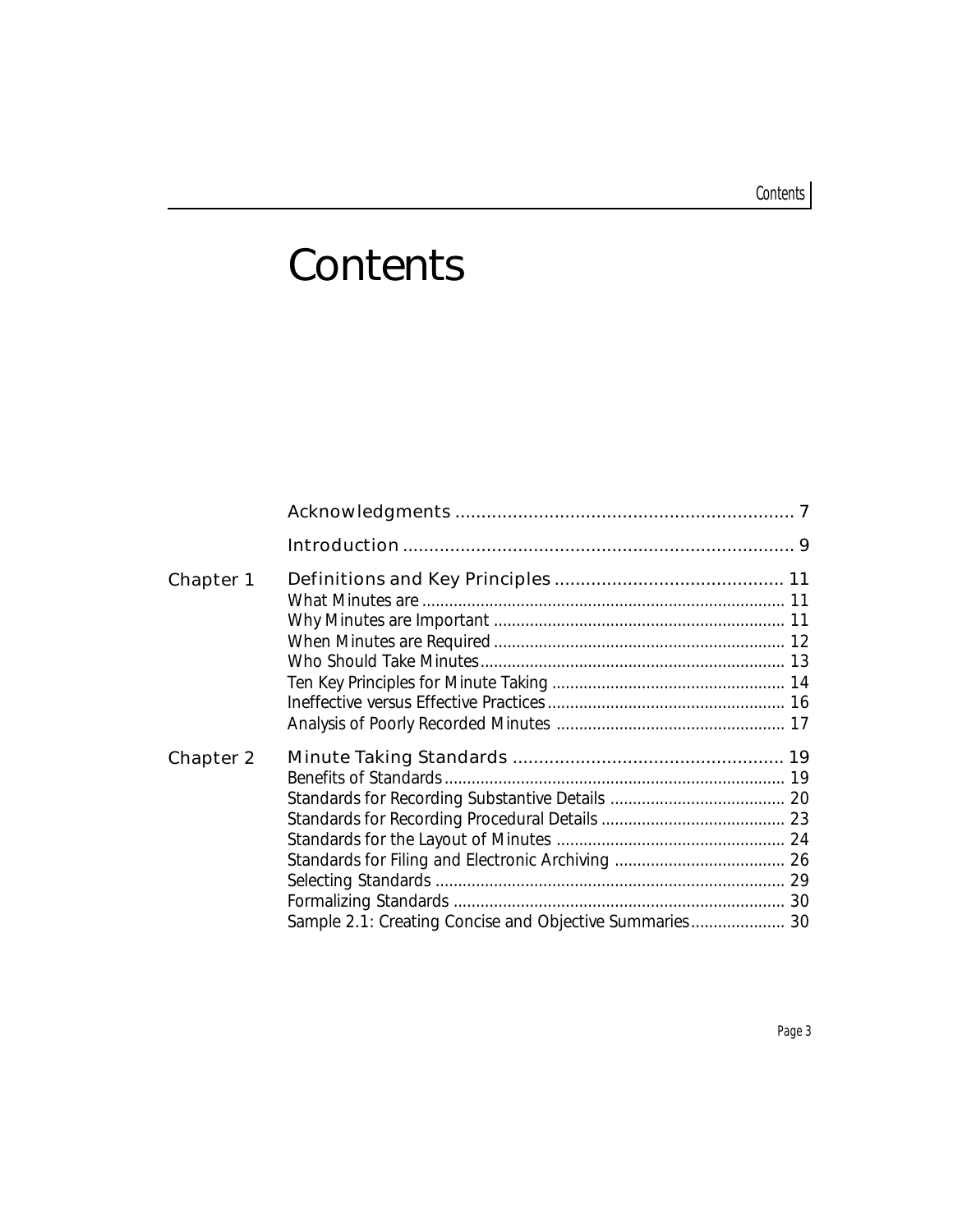# Contents

| | | |
|---|---|---|
| | Acknowledgments | 7 |
| | Introduction | 9 |
| Chapter 1 | Definitions and Key Principles | 11 |
| | What Minutes are | 11 |
| | Why Minutes are Important | 11 |
| | When Minutes are Required | 12 |
| | Who Should Take Minutes | 13 |
| | Ten Key Principles for Minute Taking | 14 |
| | Ineffective versus Effective Practices | 16 |
| | Analysis of Poorly Recorded Minutes | 17 |
| Chapter 2 | Minute Taking Standards | 19 |
| | Benefits of Standards | 19 |
| | Standards for Recording Substantive Details | 20 |
| | Standards for Recording Procedural Details | 23 |
| | Standards for the Layout of Minutes | 24 |
| | Standards for Filing and Electronic Archiving | 26 |
| | Selecting Standards | 29 |
| | Formalizing Standards | 30 |
| | Sample 2.1: Creating Concise and Objective Summaries | 30 |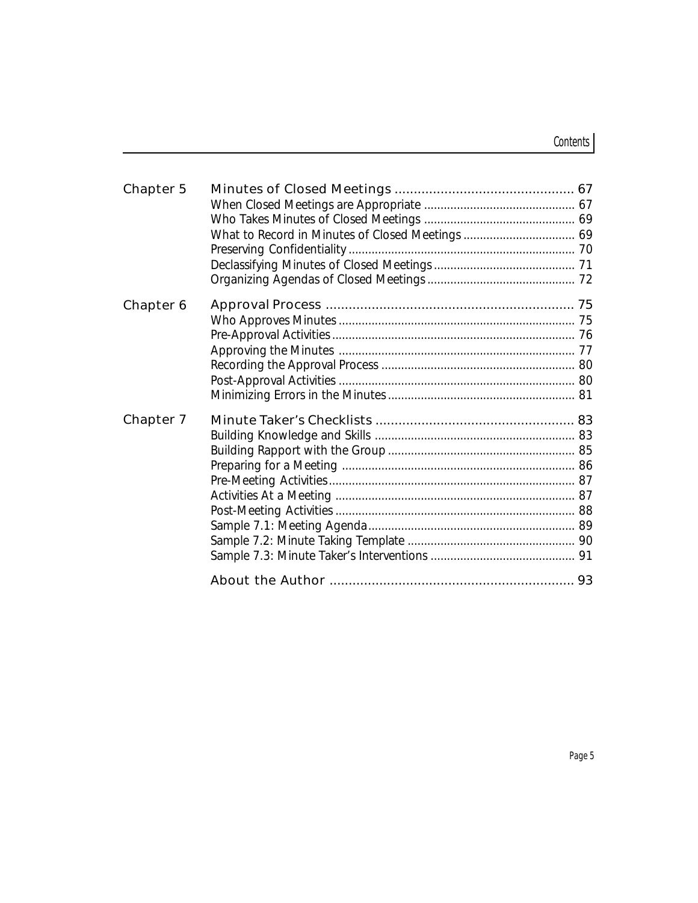| | | |
|---|---|---|
| Chapter 5 | **Minutes of Closed Meetings** | **67** |
| | When Closed Meetings are Appropriate | 67 |
| | Who Takes Minutes of Closed Meetings | 69 |
| | What to Record in Minutes of Closed Meetings | 69 |
| | Preserving Confidentiality | 70 |
| | Declassifying Minutes of Closed Meetings | 71 |
| | Organizing Agendas of Closed Meetings | 72 |
| Chapter 6 | **Approval Process** | **75** |
| | Who Approves Minutes | 75 |
| | Pre-Approval Activities | 76 |
| | Approving the Minutes | 77 |
| | Recording the Approval Process | 80 |
| | Post-Approval Activities | 80 |
| | Minimizing Errors in the Minutes | 81 |
| Chapter 7 | **Minute Taker's Checklists** | **83** |
| | Building Knowledge and Skills | 83 |
| | Building Rapport with the Group | 85 |
| | Preparing for a Meeting | 86 |
| | Pre-Meeting Activities | 87 |
| | Activities At a Meeting | 87 |
| | Post-Meeting Activities | 88 |
| | Sample 7.1: Meeting Agenda | 89 |
| | Sample 7.2: Minute Taking Template | 90 |
| | Sample 7.3: Minute Taker's Interventions | 91 |
| | **About the Author** | **93** |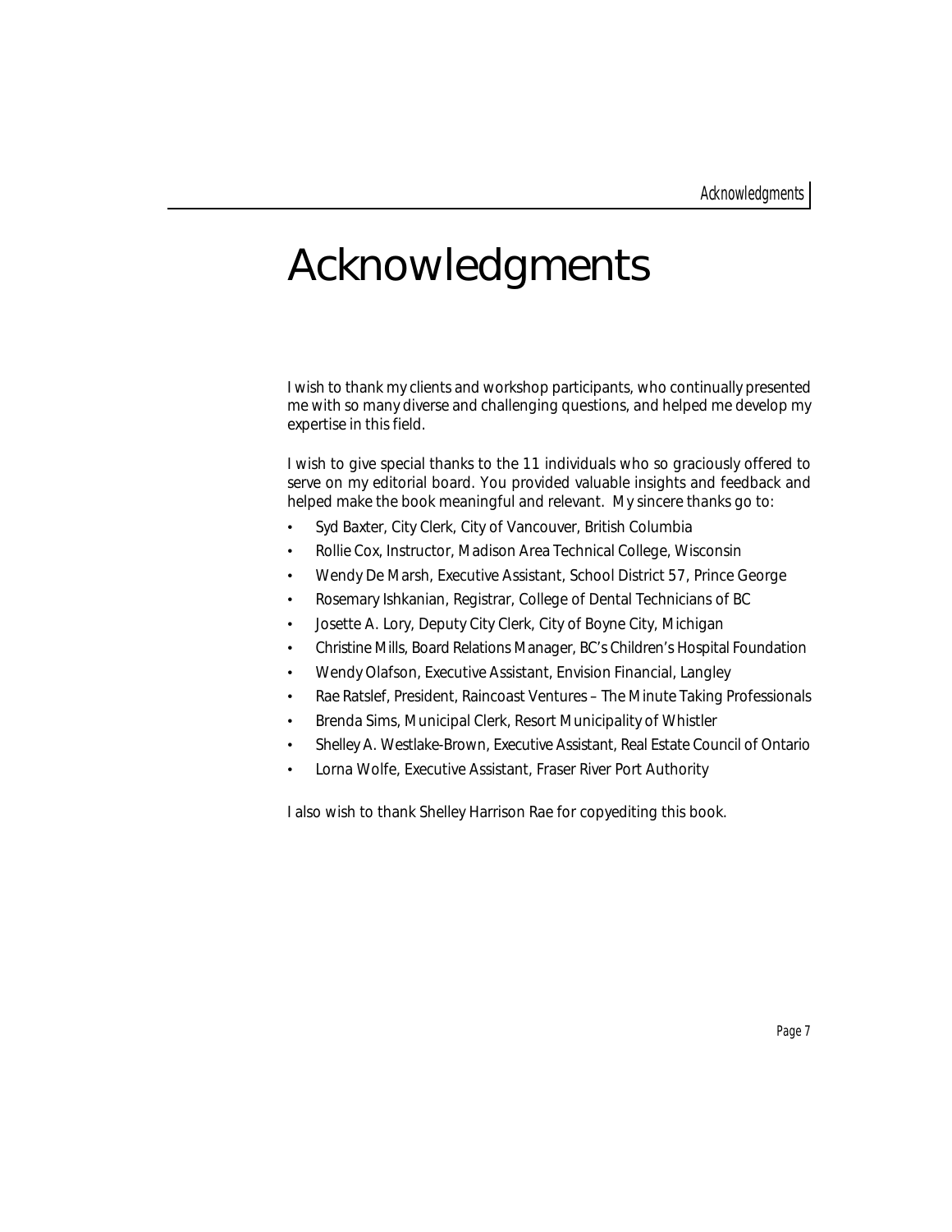# Acknowledgments

I wish to thank my clients and workshop participants, who continually presented me with so many diverse and challenging questions, and helped me develop my expertise in this field.

I wish to give special thanks to the 11 individuals who so graciously offered to serve on my editorial board. You provided valuable insights and feedback and helped make the book meaningful and relevant. My sincere thanks go to:

- Syd Baxter, City Clerk, City of Vancouver, British Columbia
- Rollie Cox, Instructor, Madison Area Technical College, Wisconsin
- Wendy De Marsh, Executive Assistant, School District 57, Prince George
- Rosemary Ishkanian, Registrar, College of Dental Technicians of BC
- Josette A. Lory, Deputy City Clerk, City of Boyne City, Michigan
- Christine Mills, Board Relations Manager, BC's Children's Hospital Foundation
- Wendy Olafson, Executive Assistant, Envision Financial, Langley
- Rae Ratslef, President, Raincoast Ventures – The Minute Taking Professionals
- Brenda Sims, Municipal Clerk, Resort Municipality of Whistler
- Shelley A. Westlake-Brown, Executive Assistant, Real Estate Council of Ontario
- Lorna Wolfe, Executive Assistant, Fraser River Port Authority

I also wish to thank Shelley Harrison Rae for copyediting this book.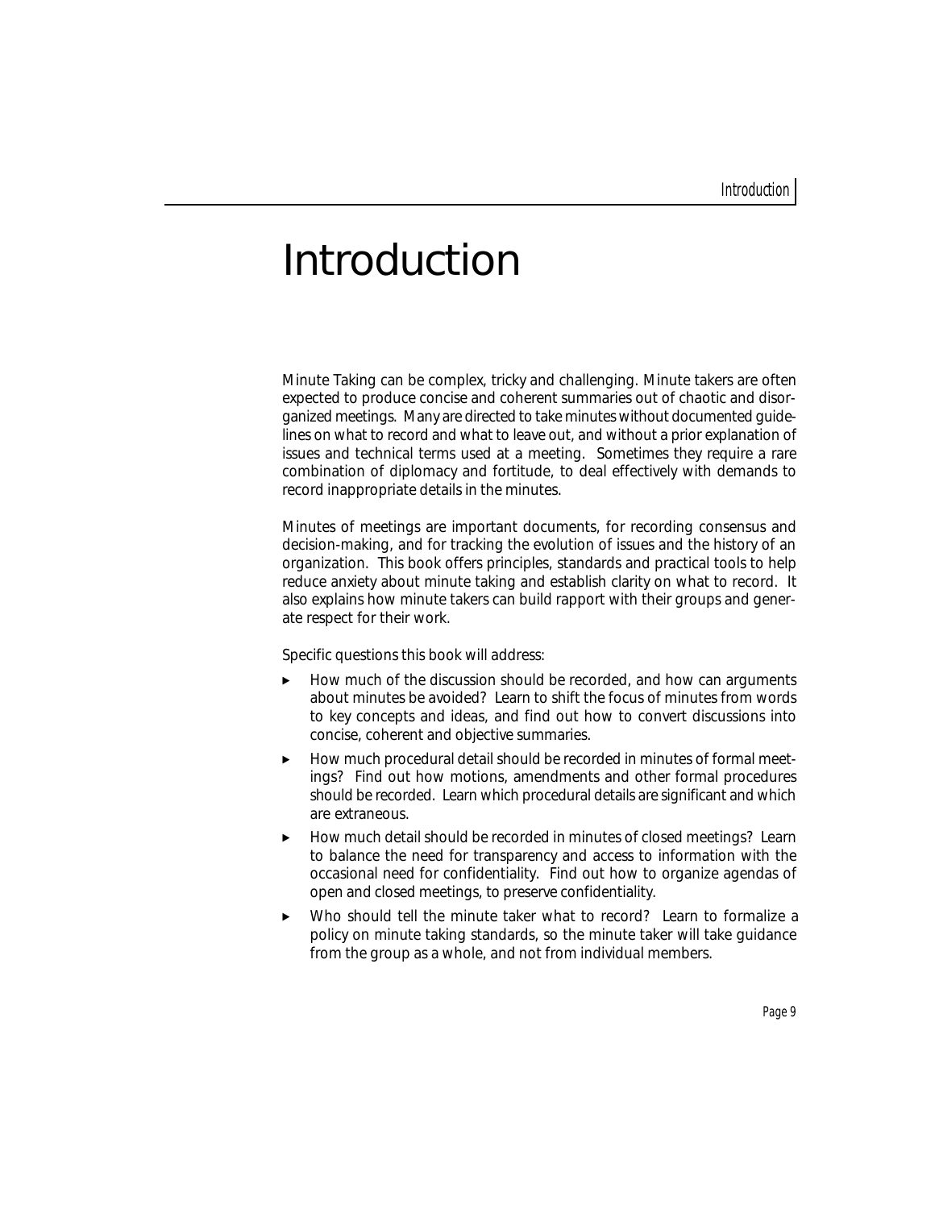# Introduction

Minute Taking can be complex, tricky and challenging. Minute takers are often expected to produce concise and coherent summaries out of chaotic and disorganized meetings. Many are directed to take minutes without documented guidelines on what to record and what to leave out, and without a prior explanation of issues and technical terms used at a meeting. Sometimes they require a rare combination of diplomacy and fortitude, to deal effectively with demands to record inappropriate details in the minutes.

Minutes of meetings are important documents, for recording consensus and decision-making, and for tracking the evolution of issues and the history of an organization. This book offers principles, standards and practical tools to help reduce anxiety about minute taking and establish clarity on what to record. It also explains how minute takers can build rapport with their groups and generate respect for their work.

Specific questions this book will address:

- How much of the discussion should be recorded, and how can arguments about minutes be avoided? Learn to shift the focus of minutes from words to key concepts and ideas, and find out how to convert discussions into concise, coherent and objective summaries.
- How much procedural detail should be recorded in minutes of formal meetings? Find out how motions, amendments and other formal procedures should be recorded. Learn which procedural details are significant and which are extraneous.
- How much detail should be recorded in minutes of closed meetings? Learn to balance the need for transparency and access to information with the occasional need for confidentiality. Find out how to organize agendas of open and closed meetings, to preserve confidentiality.
- Who should tell the minute taker what to record? Learn to formalize a policy on minute taking standards, so the minute taker will take guidance from the group as a whole, and not from individual members.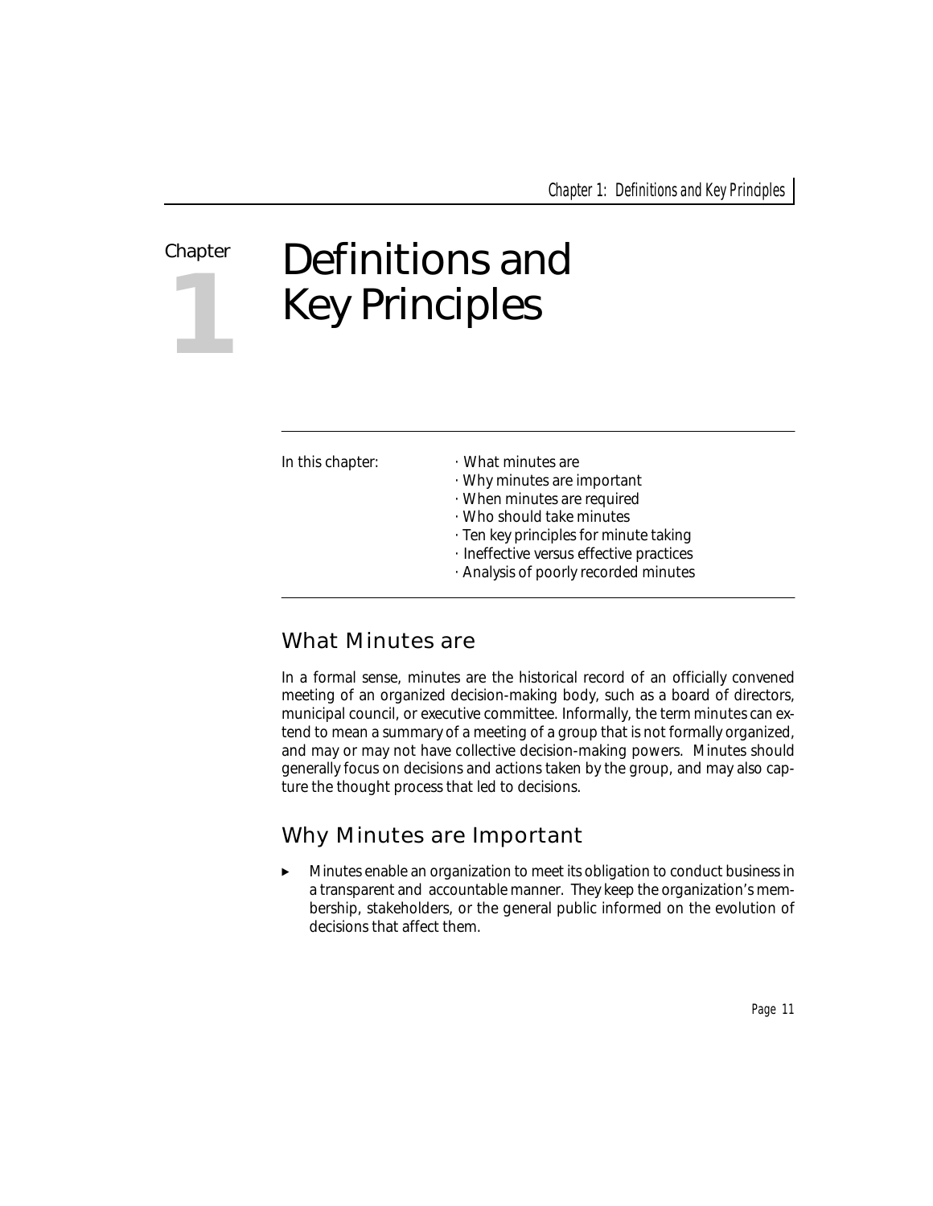# Chapter 1
# Definitions and Key Principles

In this chapter:

- What minutes are
- Why minutes are important
- When minutes are required
- Who should take minutes
- Ten key principles for minute taking
- Ineffective versus effective practices
- Analysis of poorly recorded minutes

## What Minutes are

In a formal sense, minutes are the historical record of an officially convened meeting of an organized decision-making body, such as a board of directors, municipal council, or executive committee. Informally, the term minutes can extend to mean a summary of a meeting of a group that is not formally organized, and may or may not have collective decision-making powers. Minutes should generally focus on decisions and actions taken by the group, and may also capture the thought process that led to decisions.

## Why Minutes are Important

- Minutes enable an organization to meet its obligation to conduct business in a transparent and accountable manner. They keep the organization's membership, stakeholders, or the general public informed on the evolution of decisions that affect them.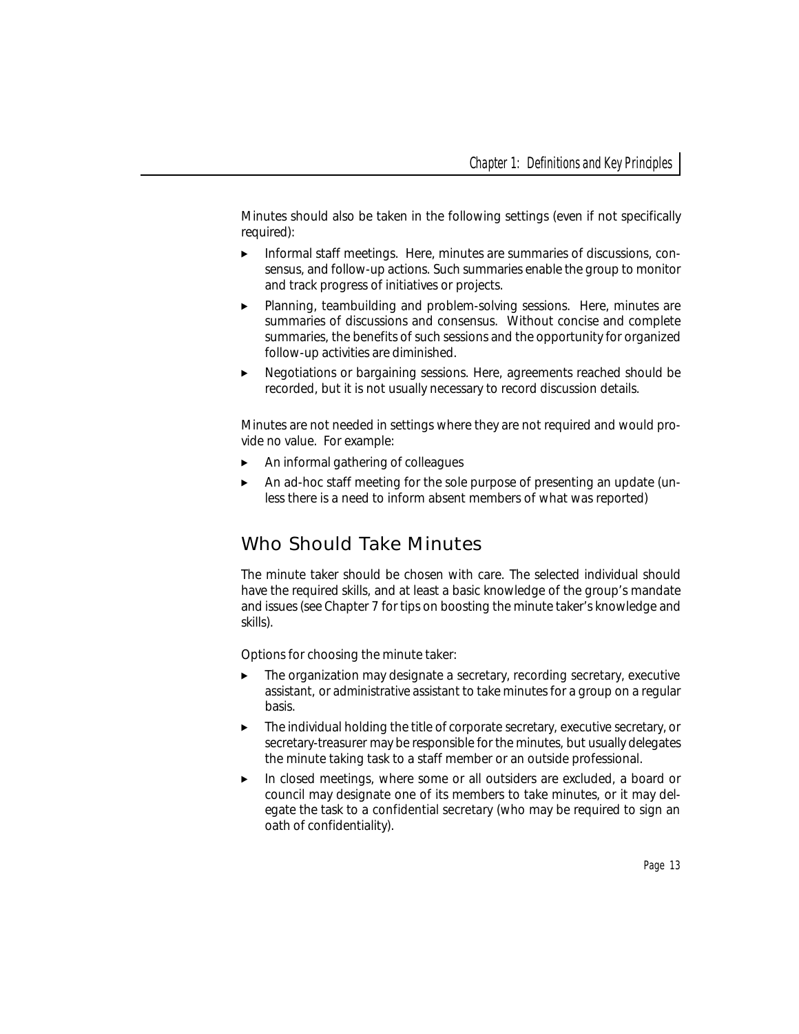Minutes should also be taken in the following settings (even if not specifically required):

- Informal staff meetings. Here, minutes are summaries of discussions, consensus, and follow-up actions. Such summaries enable the group to monitor and track progress of initiatives or projects.
- Planning, teambuilding and problem-solving sessions. Here, minutes are summaries of discussions and consensus. Without concise and complete summaries, the benefits of such sessions and the opportunity for organized follow-up activities are diminished.
- Negotiations or bargaining sessions. Here, agreements reached should be recorded, but it is not usually necessary to record discussion details.

Minutes are not needed in settings where they are not required and would provide no value. For example:

- An informal gathering of colleagues
- An ad-hoc staff meeting for the sole purpose of presenting an update (unless there is a need to inform absent members of what was reported)

## Who Should Take Minutes

The minute taker should be chosen with care. The selected individual should have the required skills, and at least a basic knowledge of the group's mandate and issues (see Chapter 7 for tips on boosting the minute taker's knowledge and skills).

Options for choosing the minute taker:

- The organization may designate a secretary, recording secretary, executive assistant, or administrative assistant to take minutes for a group on a regular basis.
- The individual holding the title of corporate secretary, executive secretary, or secretary-treasurer may be responsible for the minutes, but usually delegates the minute taking task to a staff member or an outside professional.
- In closed meetings, where some or all outsiders are excluded, a board or council may designate one of its members to take minutes, or it may delegate the task to a confidential secretary (who may be required to sign an oath of confidentiality).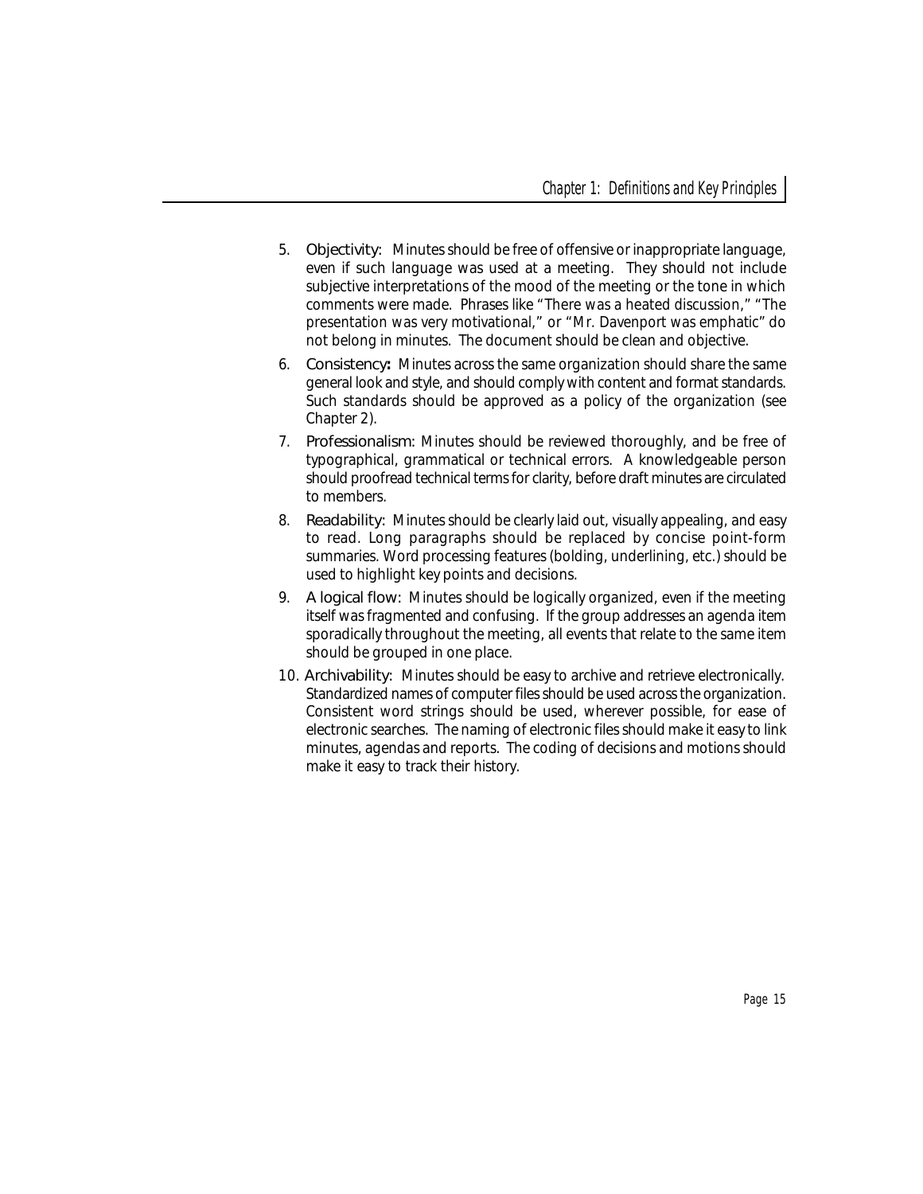5. Objectivity: Minutes should be free of offensive or inappropriate language, even if such language was used at a meeting. They should not include subjective interpretations of the mood of the meeting or the tone in which comments were made. Phrases like "There was a heated discussion," "The presentation was very motivational," or "Mr. Davenport was emphatic" do not belong in minutes. The document should be clean and objective.

6. Consistency: Minutes across the same organization should share the same general look and style, and should comply with content and format standards. Such standards should be approved as a policy of the organization (see Chapter 2).

7. Professionalism: Minutes should be reviewed thoroughly, and be free of typographical, grammatical or technical errors. A knowledgeable person should proofread technical terms for clarity, before draft minutes are circulated to members.

8. Readability: Minutes should be clearly laid out, visually appealing, and easy to read. Long paragraphs should be replaced by concise point-form summaries. Word processing features (bolding, underlining, etc.) should be used to highlight key points and decisions.

9. A logical flow: Minutes should be logically organized, even if the meeting itself was fragmented and confusing. If the group addresses an agenda item sporadically throughout the meeting, all events that relate to the same item should be grouped in one place.

10. Archivability: Minutes should be easy to archive and retrieve electronically. Standardized names of computer files should be used across the organization. Consistent word strings should be used, wherever possible, for ease of electronic searches. The naming of electronic files should make it easy to link minutes, agendas and reports. The coding of decisions and motions should make it easy to track their history.